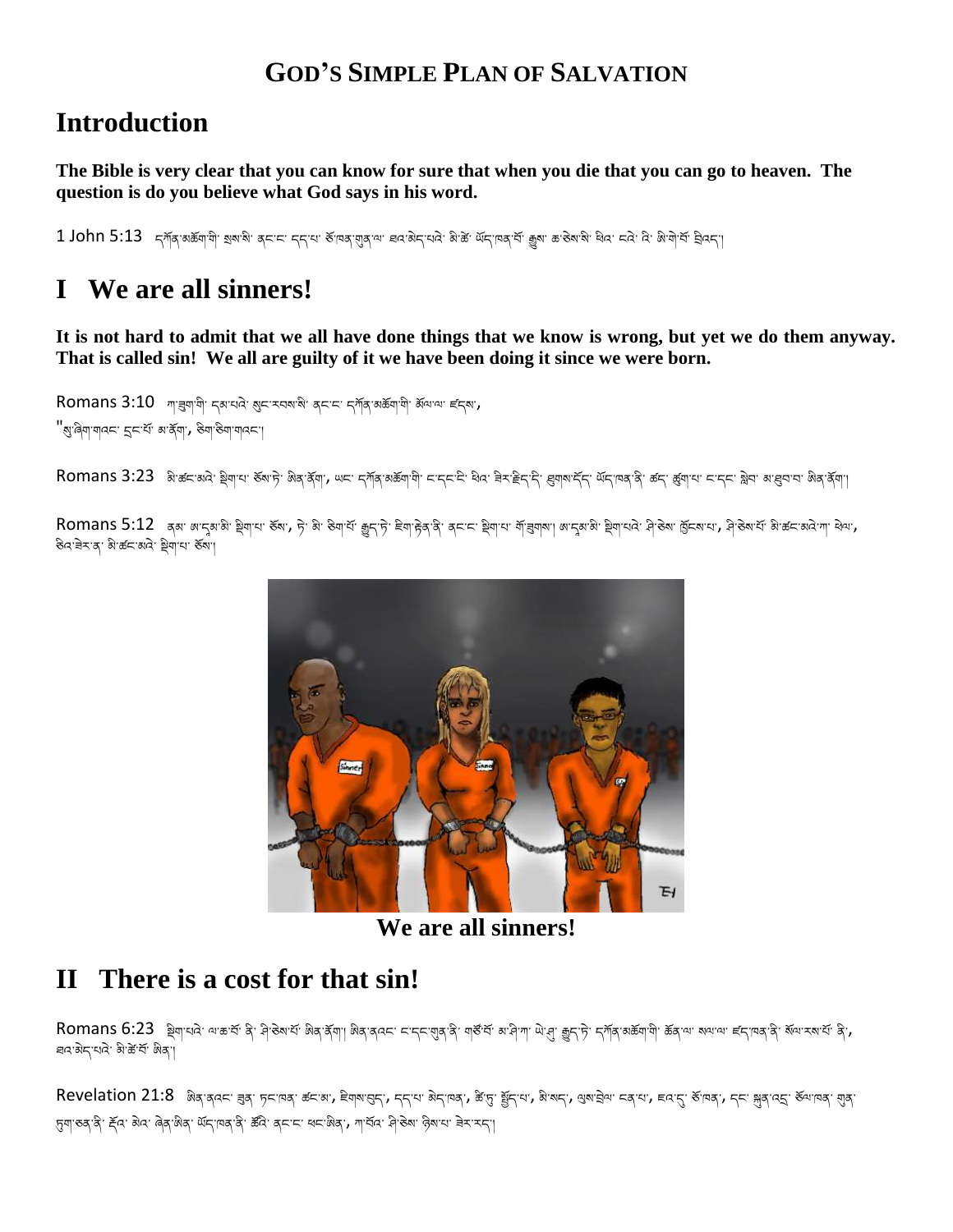# GOD'S SIMPLE PLAN OF SALVATION

## Introduction

**The Bible is very clear that you can know for sure that when you die that you can go to heaven. The question is do you believe what God says in his word.**

1 John 5:13 དཀོན་མཆོག་གི་ སྲས་ཀྱི་ ནང་ང་ དད་པ་ ཅོ་ཁྱེད་ཀུན་ལ་ ཟད་མེད་པའི་ མི་ཚེ་ ཡོད་ཁྱེད་པོ་ རྒྱུས་ ཆ་ཅེས་ཀྱི་ ཕྱིར་ ངའི་ འདི་ ཡི་གེ་པོ་ བྲིད།

## I We are all sinners!

**It is not hard to admit that we all have done things that we know is wrong, but yet we do them anyway. That is called sin! We all are guilty of it we have been doing it since we were born.**

Romans 3:10 ཀ་ཐུབ་གི་ དམ་པའི་ སུང་རབས་ཀྱི་ ནང་ང་ དཀོན་མཆོག་གི་ སོལ་ལ་ ཟེར་ས,
"སུ་ཞིག་གཞང་ དྲང་པོ་ མ་ནོག, ཅིག་ཅིག་གཞང་།

Romans 3:23 མི་ཚང་མའི་ སྡིག་པ་ ཅོས་ཏེ་ ཡིན་ནོག, ཡང་ དཀོན་མཆོག་གི་ ངདང་ངི་ ཕྱིར་ ཟེར་རྗེད་དི་ གྲགས་དོད་ ཡོད་ཁན་ནི་ ཚད་ ཚུགས་པ་ ངདང་ སྐྱེལ་ མ་ཐུབ་པ་ ཡིན་ནོག།

Romans 5:12 ནམ་ ཨ་དམ་མི་ སྡིག་པ་ ཅོས, དེ་ མི་ ཅིག་པོ་ རྒྱུད་དེ་ རིག་རྟེན་ནི་ ནང་ང་ སྡིག་པ་ ཕོ་ཐུགས། ཨ་དམ་མི་ སྡིག་པའི་ ཤི་ཅེས་ ཁྱོངས་པ, ཤི་ཅེས་པོ་ མི་ཚང་མའི་ཀ་ ཐལ, ཅིའ་ཟེར་ན་ མི་ཚང་མའི་ སྡིག་པ་ ཅོས།

We are all sinners!

## II There is a cost for that sin!

Romans 6:23 སྡིག་པའི་ ལ་ཆ་པོ་ ནི་ ཤི་ཅེས་པོ་ ཡིན་ནོག། ཡིན་ནའང་ ངདང་ཀུན་ནི་ གཙོ་པོ་ མ་ཤི་ཀ་ ཡེ་ཤུ་ རྒྱུད་དེ་ དཀོན་མཆོག་གི་ ཚན་ལ་ སལ་ལ་ ཟད་ཁན་ནི་ སོལ་རས་པོ་ ནི, ཟད་མེད་པའི་ མི་ཚེ་པོ་ ཡིན།

Revelation 21:8 ཡིན་ནའང་ ཐུན་ ཧང་ཁན་ ཚང་མ, རིགས་བུད, དད་པ་ མེད་ཁན, ཆོ་དུ་ སྤྱོད་པ, མི་སད, ལུས་ཐྱེལ་ ངན་པ, ཟའ་དུ་ ཅོ་ཁན, དང་ སྔན་འདུ་ ཅོལ་ཁན་ ཀུན་ཏུག་ཅན་ནི་ དོན་ མེའ་ ཞེན་ཡིན་ ཡོད་ཁན་ནི་ ཚོའི་ ནང་ང་ བཙའ་ཡིན, ཀ་སོའ་ ཤི་ཅེས་ ཉིས་པ་ ཟེར་རད།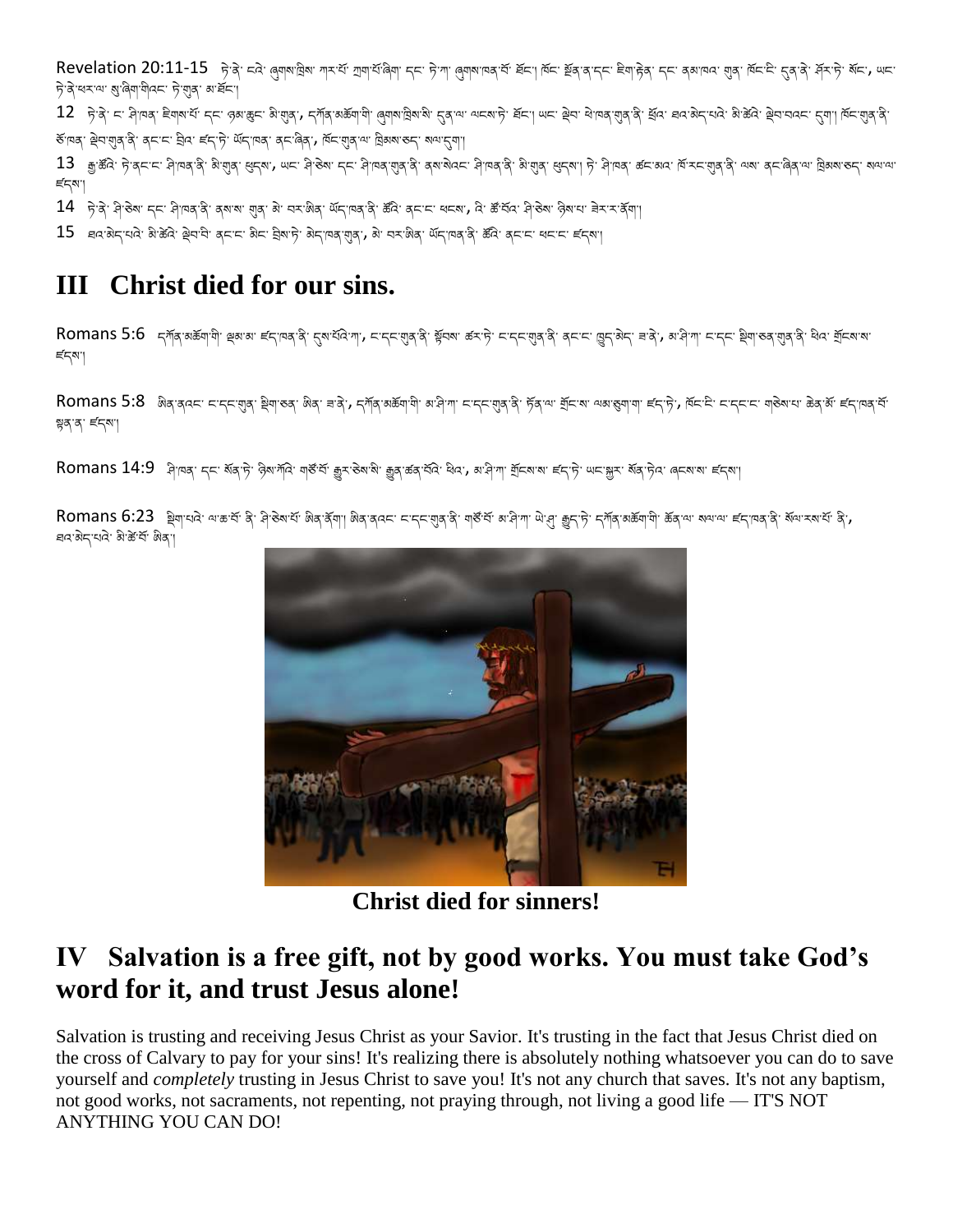Revelation 20:11-15 དེ་ནི་ ངའི་ ཞུགས་ཁྲིས་ ཀར་པོ་ གྲུ་བོ་ཞིག་ དང་ དེ་ཀ་ ཞུགས་ཁན་པོ་ མཐོང་། ཁོང་ སྔོན་ན་དང་ རིག་རྟེན་ དང་ ནམ་ཁའ་ ཀུན་ ཁོང་ངི་ དུན་ནི་ བྲོར་ཏེ་ སོང་, ཡང་ དེ་ནི་ཕར་ལ་ ས་ཞིག་གི་ཁང་ དེ་ཀུན་ མ་མཐོང་།

12 དེ་ནི་ ང་ ཤི་ཁན་ རིགས་པོ་ དང་ ཉམ་ཆུང་ མི་ཀུན་, དཀོན་མཆོག་གི་ ཞུགས་ཁྲིས་གི་ དུན་ལ་ ལངས་ཏེ་ མཐོང་། ཡང་ དེབ་ ཡེ་ཁན་ཀུན་ནི་ ཕྱོལ་ ཐར་མེད་པའི་ མི་ཚེའི་ དེབ་པ་ཁང་ དུག། ཁོང་ཀུན་ནི་ ཅོ་ཁན་ དེབ་ཀུན་ནི་ ནང་ང་ བྲིས་ ཇང་ཏེ་ ཡོད་ཁན་ ནང་ཞིན་, ཁོང་ཀུན་ལ་ ཁྲིམས་ཅད་ སལ་དུག།

13 རྒྱ་མཚོའི་ དེ་ནང་ང་ ཤི་ཁན་ནི་ མི་ཀུན་ ཕུད་ས་, ཡང་ ཤི་ཅེས་ དང་ ཤི་ཁན་ཀུན་ནི་ ནམ་སེའང་ ཤི་ཁན་ནི་ མི་ཀུན་ ཕུད་ས། དེ་ ཤི་ཁན་ ཚང་མའ་ ཁོ་རང་ཀུན་ནི་ ལས་ ནང་ཞིན་ལ་ ཁྲིམས་ཅད་ སལ་ལ་ ཇང་ས།

14 དེ་ནི་ ཤི་ཅེས་ དང་ ཤི་ཁན་ནི་ ནམ་ས་ ཀུན་ མེ་ པར་ཡིན་ ཡོད་ཁན་ནི་ ཚོའི་ ནང་ང་ ཕང་ས, འི་ ཚོ་པོའ་ ཤི་ཅེས་ ཉིས་པ་ ཟེར་ར་ཙོག།

15 ཐར་མེད་པའི་ མི་ཚེའི་ དེབ་པི་ ནང་ང་ མིང་ བྲིས་ཏེ་ མེད་ཁན་ཀུན་, མེ་ པར་ཡིན་ ཡོད་ཁན་ནི་ ཚོའི་ ནང་ང་ ཕང་ང་ ཇང་ས།

## III Christ died for our sins.

Romans 5:6 དཀོན་མཆོག་གི་ ལྷམ་མ་ ཇང་ཁན་ནི་ དུས་པོའི་ཀ་, ང་དང་ཀུན་ནི་ སྟོབས་ ཚར་ཏེ་ ང་དང་ཀུན་ནི་ ནང་ང་ ཐུད་མེད་ ཟ་ནེ་, མ་ཤི་ཀ་ ང་དང་ སྡིག་ཅན་ཀུན་ནི་ ཕིའ་ གྲོངས་ས་ ཇང་ས།

Romans 5:8 ཨིན་ནའང་ ང་དང་ཀུན་ སྡིག་ཅན་ ཨིན་ ཟ་ནེ་, དཀོན་མཆོག་གི་ མ་ཤི་ཀ་ ང་དང་ཀུན་ནི་ དོན་ལ་ གྲོངས་ས་ ལམ་ལུག་ག་ ཇང་ཏེ་, ཁོང་ངི་ ང་དང་ང་ གཅེས་པ་ ཆེན་མོ་ ཇང་ཁན་པོ་ སྟན་ན་ ཇང་ས།

Romans 14:9 ཤི་ཁན་ དང་ སོན་ཏེ་ ཉིས་ཀའི་ གཙོ་པོ་ རྒྱུར་ ཅེས་སི་ རྒྱུན་ཚན་པོའི་ ཕིའ་, མ་ཤི་ཀ་ གྲོངས་ས་ ཇང་ཏེ་ ཡང་སྐྱར་ སོན་ཏེའ་ ཞངས་ས་ ཇང་ས།

Romans 6:23 སྡིག་པའི་ ལ་ཆ་པོ་ ནི་ ཤི་ཅེས་པོ་ ཨིན་ནོག། ཨིན་ནའང་ ང་དང་ཀུན་ནི་ གཙོ་པོ་ མ་ཤི་ཀ་ ཡེ་ཤུ་ རྒྱུད་ཏེ་ དཀོན་མཆོག་གི་ ཆེན་ལ་ སལ་ལ་ ཇང་ཁན་ནི་ སོལ་རས་པོ་ ནི་, ཐར་མེད་པའི་ མི་ཚེ་པོ་ ཨིན།

**Christ died for sinners!**

## IV Salvation is a free gift, not by good works. You must take God's word for it, and trust Jesus alone!

Salvation is trusting and receiving Jesus Christ as your Savior. It's trusting in the fact that Jesus Christ died on the cross of Calvary to pay for your sins! It's realizing there is absolutely nothing whatsoever you can do to save yourself and *completely* trusting in Jesus Christ to save you! It's not any church that saves. It's not any baptism, not good works, not sacraments, not repenting, not praying through, not living a good life — IT'S NOT ANYTHING YOU CAN DO!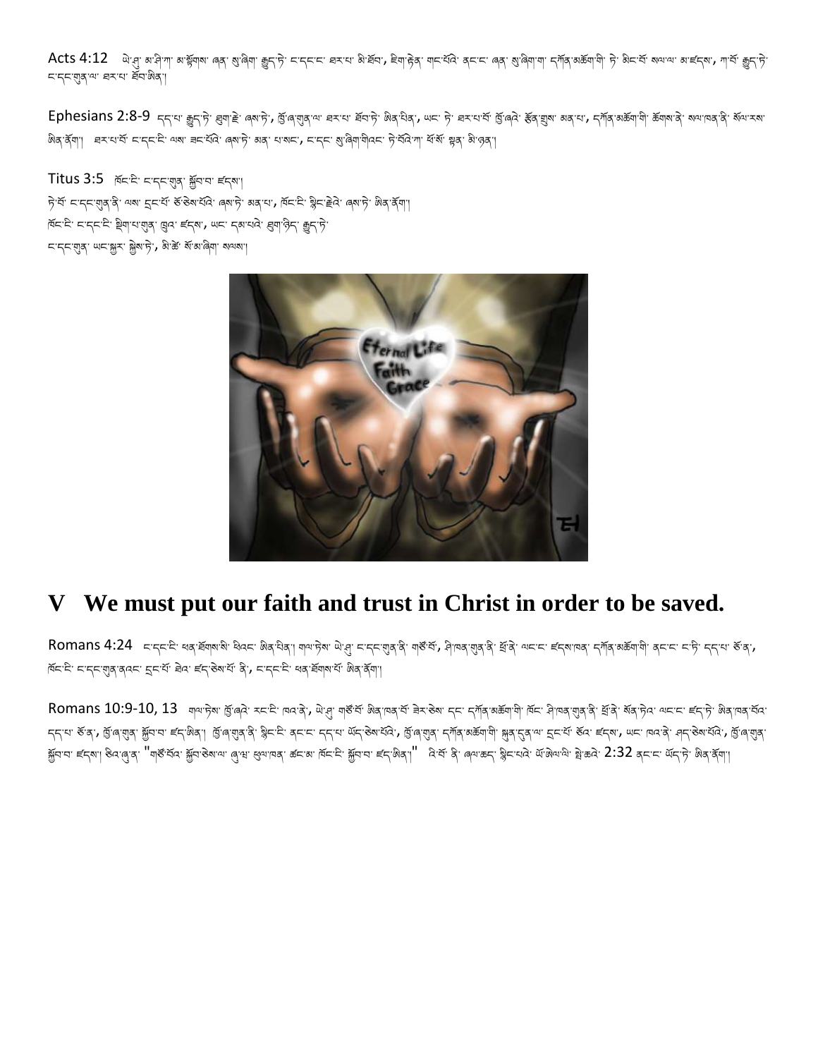Acts 4:12 ཡེ་ཤུ་མ་ཤི་ཀ་མ་རྟོགས་ཞན་སུ་ཞིག་རྒྱུད་དེ་ ངདངང་ཐར་པ་མི་ཐོབ་, རིག་རྟེན་གང་པོའི་ནང་ང་ཞན་སུ་ཞིག་ག་དཀོན་མཆོག་གི་ དེ་མིང་པོ་སལ་ལ་མ་ཛདས་, ཀ་པོ་རྒྱུད་དེ་ ང་དང་ཀུན་ལ་ ཐར་པ་ ཐོབ་ཡིན།

Ephesians 2:8-9 དད་པ་རྒྱུད་དེ་ ཐུག་རྗེ་ ཞས་དེ་, ཁྱོ་ཞ་ཀུན་ལ་ ཐར་པ་ ཐོབ་དེ་ ཡིན་པིན་, ཡང་ དེ་ ཐར་པ་པོ་ ཁྱོ་ཞའི་ རྩོན་གྲུས་ མན་པ་, དཀོན་མཆོག་གི་ ཚོགས་ནི་ སལ་ཁན་ནི་ སོལ་རས ཡིན་ནོག། ཐར་པ་པོ་ ངདང་ངི་ ལས་ ཟང་པོའི་ ཞས་དེ་ མན་ པ་ཨང་, ངདང་ སུ་ཞིག་གིའང་ དེ་པོའི་ཀ་ ཕོ་སོ་ སྣུན་ མི་ཞུན།

Titus 3:5 ཁོང་ངི་ ངདང་ཀུན་ སྐྱོབ་པ་ ཛདས།
དེ་པོ་ ངདང་ཀུན་ནི་ ལས་ དྲང་པོ་ ཆོ་ཅེས་པོའི་ ཞས་དེ་ མན་པ་, ཁོང་ངི་ སྙིང་རྗེའི་ ཞས་དེ་ ཡིན་ནོག།
ཁོང་ངི་ ངདང་ངི་ སྡིག་པ་ཀུན་ ཁྲུའ་ ཛདས་, ཡང་ དམ་པའི་ ཐུག་ཞིད་ རྒྱུད་དེ་
ངདང་ཀུན་ ཡང་སྐྱར་ སྐྱེས་དེ་, མི་ཚེ་ སོ་མ་ཞིག་ སལས།

## V We must put our faith and trust in Christ in order to be saved.

Romans 4:24 ངདང་ངི་ ཕན་ཐོགས་སི་ ཕིའང་ ཡིན་པིན། གལ་དེས་ ཡེ་ཤུ་ ངདང་ཀུན་ནི་ གཙོ་པོ་, ཤི་ཁན་ཀུན་ནི་ ཕྲོ་ནི་ ལང་ང་ ཛདས་ཁན་ དཀོན་མཆོག་གི་ ནང་ང་ ང་དེ་ དད་པ་ ཅོན་, ཁོང་ངི་ ངདང་ཀུན་ནའང་ དྲང་པོ་ ཟེའ་ ཛད་ཅེས་པོ་ ནི་, ངདང་ངི་ ཕན་ཐོགས་པོ་ ཡིན་ནོག།

Romans 10:9-10, 13 གལ་དེས་ ཁྱོ་ཞའི་ རང་ངི་ ཁའ་ནི་, ཡེ་ཤུ་ གཙོ་པོ་ ཡིན་ཁན་པོ་ ཟེར་ཅེས་ དང་ དཀོན་མཆོག་གི་ ཁོང་ ཤི་ཁན་ཀུན་ནི་ ཕྲོ་ནི་ སོན་དེའ་ ལང་ང་ ཛད་དེ་ ཡིན་ཁན་པོའ་ དད་པ་ ཅོན་, ཁྱོ་ཞ་ཀུན་ སྐྱོབ་པ་ ཛད་ཡིན། ཁྱོ་ཞ་ཀུན་ནི་ སྙིང་ངི་ ནང་ང་ དད་པ་ ཡོད་ཅེས་པོའི་, ཁྱོ་ཞ་ཀུན་ དཀོན་མཆོག་གི་ སྣན་དུན་ལ་ དྲང་པོ་ ཅོན་ ཛདས་, ཡང་ ཁའ་ནི་ ཤད་ཅེས་པོའི་, ཁྱོ་ཞ་ཀུན་ སྐྱོབ་པ་ ཛདས། ཅིའ་ཞུ་ན་ "གཙོ་པོའ་ སྐྱབ་ཅེས་ལ་ ཞུ་ཡ་ ཕུལ་ཁན་ ཚང་མ་ ཁོང་ངི་ སྐྱོབ་པ་ ཛད་ཡིན།" འི་པོ་ ནི་ ཞལ་ཆད་ སྙིང་པའི་ ཡོ་ཨེལ་ལི་ སྡེ་ཆའི་ 2:32 ནང་ང་ ཡོད་དེ་ ཡིན་ནོག།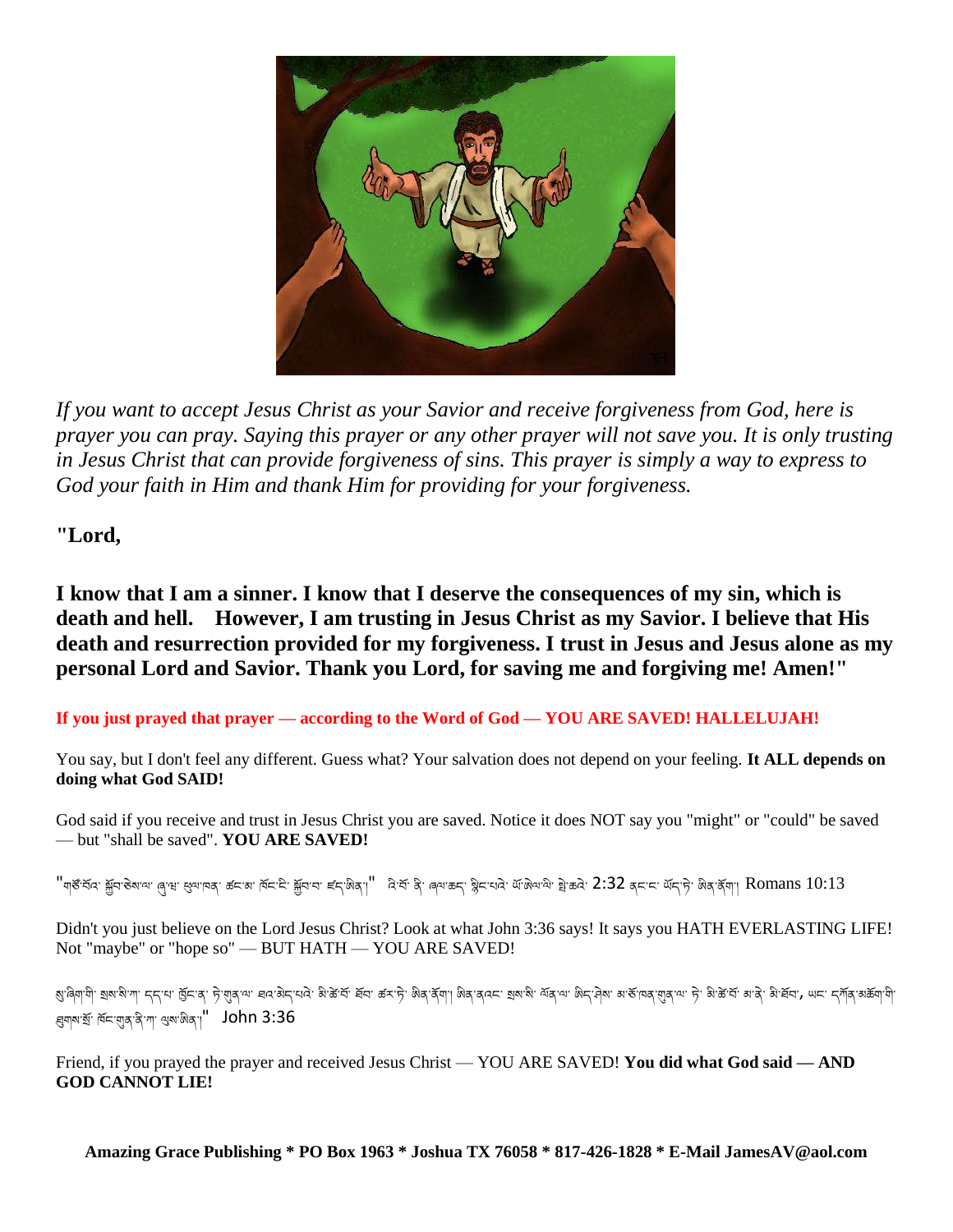*If you want to accept Jesus Christ as your Savior and receive forgiveness from God, here is prayer you can pray. Saying this prayer or any other prayer will not save you. It is only trusting in Jesus Christ that can provide forgiveness of sins. This prayer is simply a way to express to God your faith in Him and thank Him for providing for your forgiveness.*

**"Lord,**

**I know that I am a sinner. I know that I deserve the consequences of my sin, which is death and hell. However, I am trusting in Jesus Christ as my Savior. I believe that His death and resurrection provided for my forgiveness. I trust in Jesus and Jesus alone as my personal Lord and Savior. Thank you Lord, for saving me and forgiving me! Amen!"**

**If you just prayed that prayer — according to the Word of God — YOU ARE SAVED! HALLELUJAH!**

You say, but I don't feel any different. Guess what? Your salvation does not depend on your feeling. **It ALL depends on doing what God SAID!**

God said if you receive and trust in Jesus Christ you are saved. Notice it does NOT say you "might" or "could" be saved — but "shall be saved". **YOU ARE SAVED!**

"གཙོ་བོའ་ སྐྱབས་ཅེས་ལ་ ཞུ་ཕྱ་ ཕྱལ་ཁན་ ཚང་མ་ ཁོང་རི་ སྐྱོབ་པ་ ཐད་ཡིན།།" འདི་བོ་ ནི་ ཞལ་ཆད་ སྙིང་པའི་ ཡོ་ཨེལ་ལི་ བློ་ཆའི་ 2:32 ནང་ང་ ཡོད་དེ་ ཡིན་ནོག། Romans 10:13

Didn't you just believe on the Lord Jesus Christ? Look at what John 3:36 says! It says you HATH EVERLASTING LIFE! Not "maybe" or "hope so" — BUT HATH — YOU ARE SAVED!

སུ་ཞིག་གི་ སྲས་སེ་ཀ་ དད་པ་ བྱུང་ན་ དེ་ཀུན་ལ་ ཐབ་མེད་པའི་ མི་ཚེ་བོ་ ཐོབ་ ཚར་དེ་ ཡིན་ནོག། ཡིན་ནའང་ སྲས་སི་ ལོན་ལ་ ཡིད་ཆེས་ མ་ཅོ་ཁན་ཀུན་ལ་ དེ་ མི་ཚེ་བོ་ མ་ནི་ མི་ཐོབ, ཡང་ དཀོན་མཆོག་གི་ ཁྲོས་པ་བོ་ ཁོང་ཀུན་ནི་ཀ་ ལུས་ཡིན།།" John 3:36

Friend, if you prayed the prayer and received Jesus Christ — YOU ARE SAVED! **You did what God said — AND GOD CANNOT LIE!**

**Amazing Grace Publishing * PO Box 1963 * Joshua TX 76058 * 817-426-1828 * E-Mail JamesAV@aol.com**